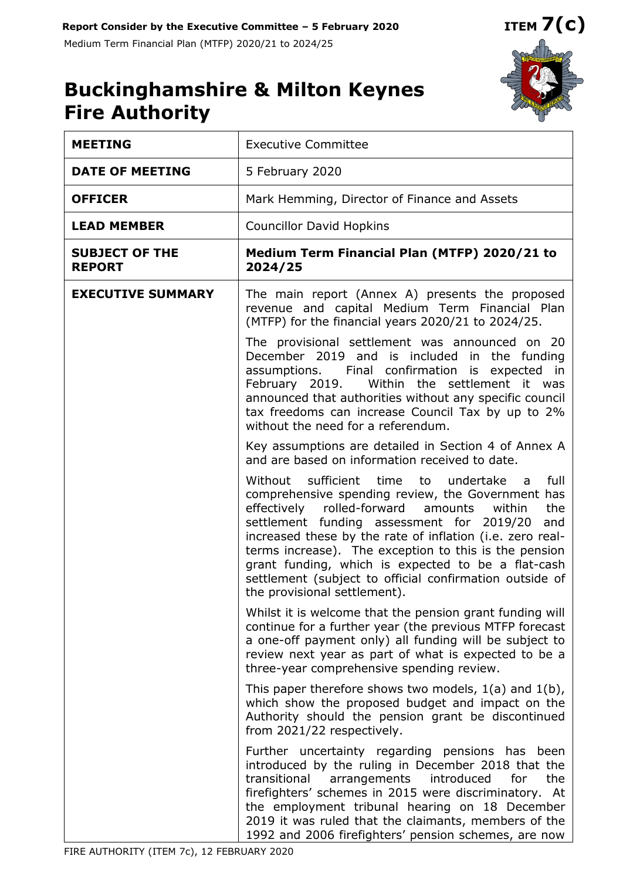**Report Consider by the Executive Committee – 5 February 2020** **ITEM 7(c)**

Medium Term Financial Plan (MTFP) 2020/21 to 2024/25

# Buckinghamshire & Milton Keynes Fire Authority

| | |
|---|---|
| **MEETING** | Executive Committee |
| **DATE OF MEETING** | 5 February 2020 |
| **OFFICER** | Mark Hemming, Director of Finance and Assets |
| **LEAD MEMBER** | Councillor David Hopkins |
| **SUBJECT OF THE REPORT** | **Medium Term Financial Plan (MTFP) 2020/21 to 2024/25** |
| **EXECUTIVE SUMMARY** | The main report (Annex A) presents the proposed revenue and capital Medium Term Financial Plan (MTFP) for the financial years 2020/21 to 2024/25.<br><br>The provisional settlement was announced on 20 December 2019 and is included in the funding assumptions. Final confirmation is expected in February 2019. Within the settlement it was announced that authorities without any specific council tax freedoms can increase Council Tax by up to 2% without the need for a referendum.<br><br>Key assumptions are detailed in Section 4 of Annex A and are based on information received to date.<br><br>Without sufficient time to undertake a full comprehensive spending review, the Government has effectively rolled-forward amounts within the settlement funding assessment for 2019/20 and increased these by the rate of inflation (i.e. zero real-terms increase). The exception to this is the pension grant funding, which is expected to be a flat-cash settlement (subject to official confirmation outside of the provisional settlement).<br><br>Whilst it is welcome that the pension grant funding will continue for a further year (the previous MTFP forecast a one-off payment only) all funding will be subject to review next year as part of what is expected to be a three-year comprehensive spending review.<br><br>This paper therefore shows two models, 1(a) and 1(b), which show the proposed budget and impact on the Authority should the pension grant be discontinued from 2021/22 respectively.<br><br>Further uncertainty regarding pensions has been introduced by the ruling in December 2018 that the transitional arrangements introduced for the firefighters' schemes in 2015 were discriminatory. At the employment tribunal hearing on 18 December 2019 it was ruled that the claimants, members of the 1992 and 2006 firefighters' pension schemes, are now |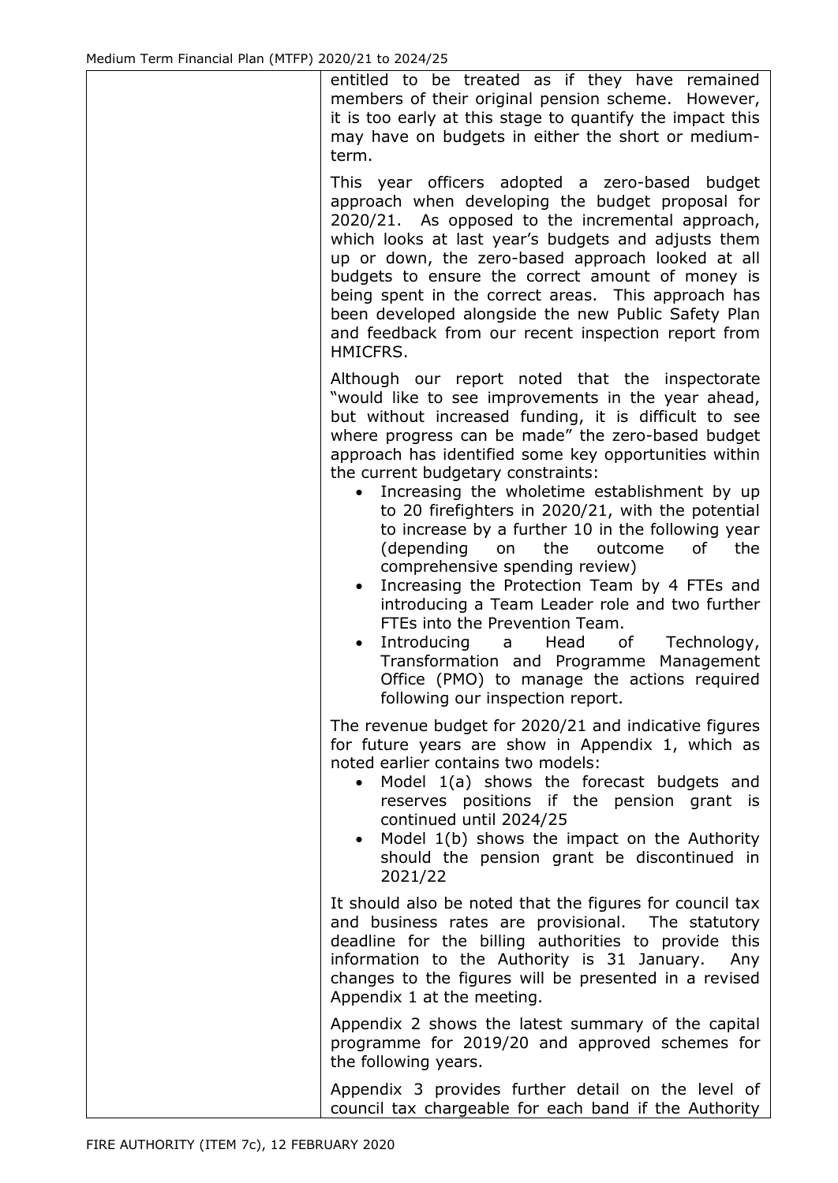entitled to be treated as if they have remained members of their original pension scheme. However, it is too early at this stage to quantify the impact this may have on budgets in either the short or medium-term.

This year officers adopted a zero-based budget approach when developing the budget proposal for 2020/21. As opposed to the incremental approach, which looks at last year's budgets and adjusts them up or down, the zero-based approach looked at all budgets to ensure the correct amount of money is being spent in the correct areas. This approach has been developed alongside the new Public Safety Plan and feedback from our recent inspection report from HMICFRS.

Although our report noted that the inspectorate "would like to see improvements in the year ahead, but without increased funding, it is difficult to see where progress can be made" the zero-based budget approach has identified some key opportunities within the current budgetary constraints:

- Increasing the wholetime establishment by up to 20 firefighters in 2020/21, with the potential to increase by a further 10 in the following year (depending on the outcome of the comprehensive spending review)
- Increasing the Protection Team by 4 FTEs and introducing a Team Leader role and two further FTEs into the Prevention Team.
- Introducing a Head of Technology, Transformation and Programme Management Office (PMO) to manage the actions required following our inspection report.

The revenue budget for 2020/21 and indicative figures for future years are show in Appendix 1, which as noted earlier contains two models:

- Model 1(a) shows the forecast budgets and reserves positions if the pension grant is continued until 2024/25
- Model 1(b) shows the impact on the Authority should the pension grant be discontinued in 2021/22

It should also be noted that the figures for council tax and business rates are provisional. The statutory deadline for the billing authorities to provide this information to the Authority is 31 January. Any changes to the figures will be presented in a revised Appendix 1 at the meeting.

Appendix 2 shows the latest summary of the capital programme for 2019/20 and approved schemes for the following years.

Appendix 3 provides further detail on the level of council tax chargeable for each band if the Authority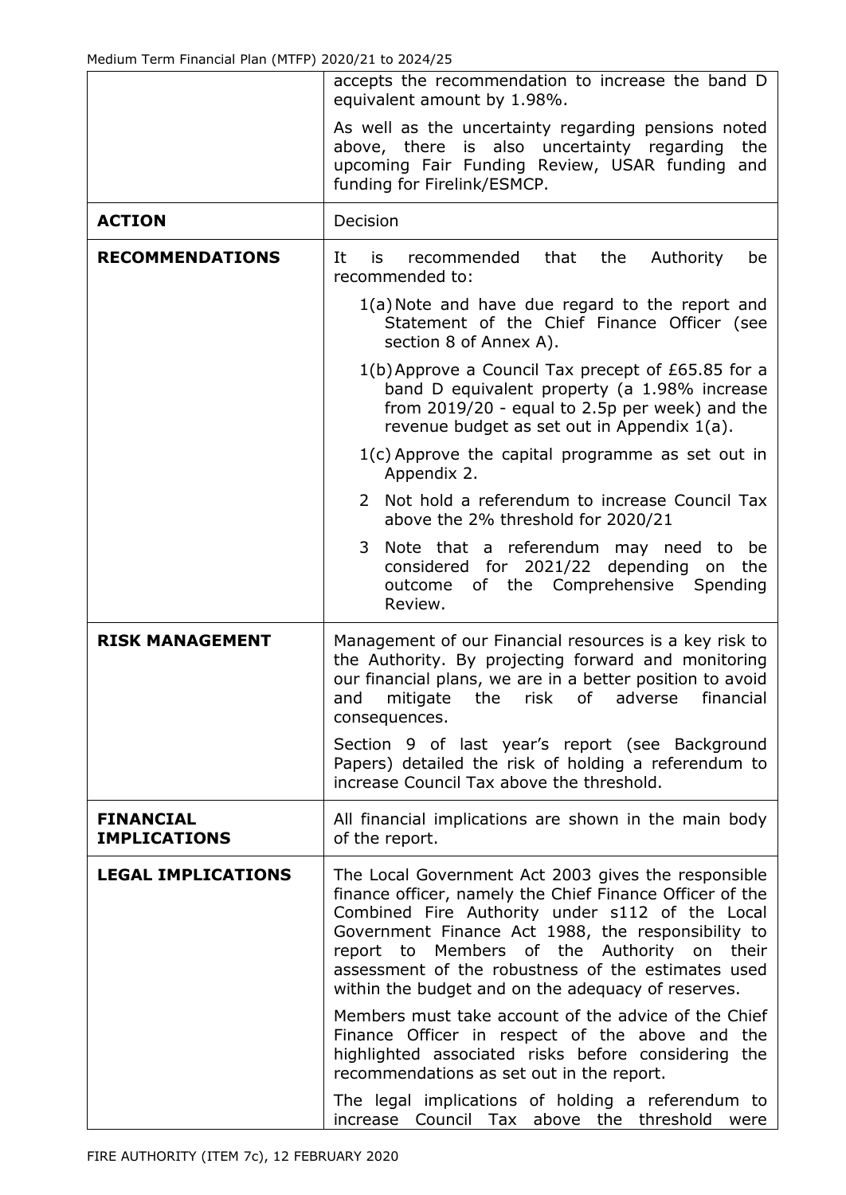| | |
|---|---|
| | accepts the recommendation to increase the band D equivalent amount by 1.98%.<br><br>As well as the uncertainty regarding pensions noted above, there is also uncertainty regarding the upcoming Fair Funding Review, USAR funding and funding for Firelink/ESMCP. |
| **ACTION** | Decision |
| **RECOMMENDATIONS** | It is recommended that the Authority be recommended to:<br><br>1(a) Note and have due regard to the report and Statement of the Chief Finance Officer (see section 8 of Annex A).<br><br>1(b) Approve a Council Tax precept of £65.85 for a band D equivalent property (a 1.98% increase from 2019/20 - equal to 2.5p per week) and the revenue budget as set out in Appendix 1(a).<br><br>1(c) Approve the capital programme as set out in Appendix 2.<br><br>2 Not hold a referendum to increase Council Tax above the 2% threshold for 2020/21<br><br>3 Note that a referendum may need to be considered for 2021/22 depending on the outcome of the Comprehensive Spending Review. |
| **RISK MANAGEMENT** | Management of our Financial resources is a key risk to the Authority. By projecting forward and monitoring our financial plans, we are in a better position to avoid and mitigate the risk of adverse financial consequences.<br><br>Section 9 of last year's report (see Background Papers) detailed the risk of holding a referendum to increase Council Tax above the threshold. |
| **FINANCIAL IMPLICATIONS** | All financial implications are shown in the main body of the report. |
| **LEGAL IMPLICATIONS** | The Local Government Act 2003 gives the responsible finance officer, namely the Chief Finance Officer of the Combined Fire Authority under s112 of the Local Government Finance Act 1988, the responsibility to report to Members of the Authority on their assessment of the robustness of the estimates used within the budget and on the adequacy of reserves.<br><br>Members must take account of the advice of the Chief Finance Officer in respect of the above and the highlighted associated risks before considering the recommendations as set out in the report.<br><br>The legal implications of holding a referendum to increase Council Tax above the threshold were |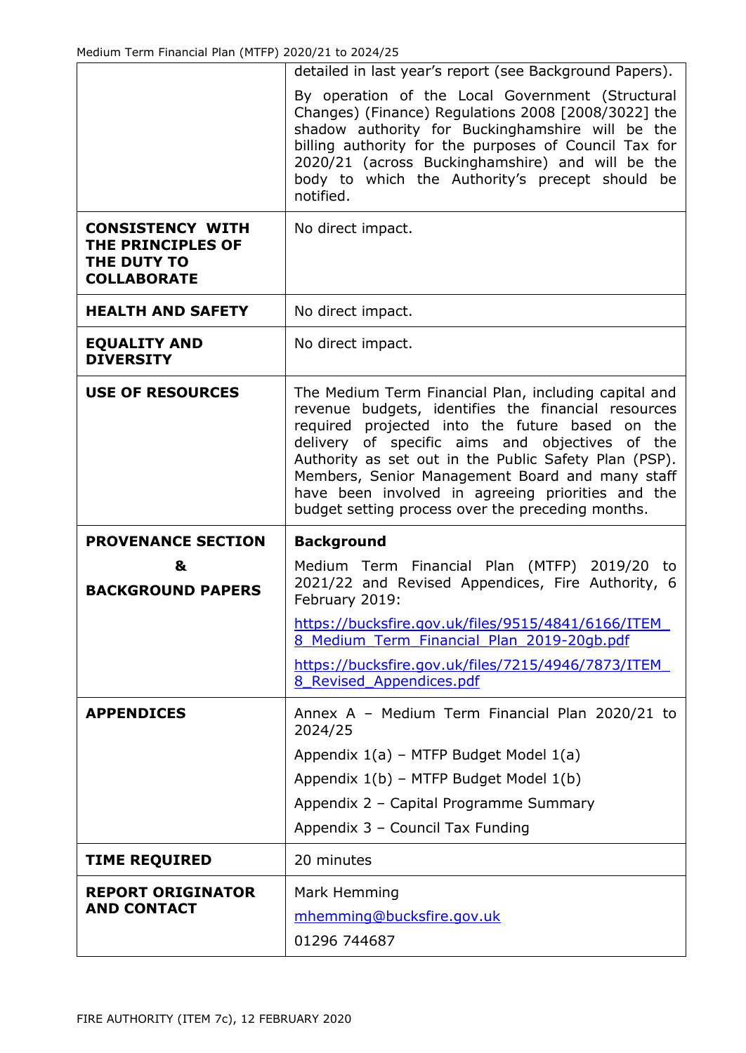| | |
|---|---|
| | detailed in last year's report (see Background Papers).<br><br>By operation of the Local Government (Structural Changes) (Finance) Regulations 2008 [2008/3022] the shadow authority for Buckinghamshire will be the billing authority for the purposes of Council Tax for 2020/21 (across Buckinghamshire) and will be the body to which the Authority's precept should be notified. |
| **CONSISTENCY WITH THE PRINCIPLES OF THE DUTY TO COLLABORATE** | No direct impact. |
| **HEALTH AND SAFETY** | No direct impact. |
| **EQUALITY AND DIVERSITY** | No direct impact. |
| **USE OF RESOURCES** | The Medium Term Financial Plan, including capital and revenue budgets, identifies the financial resources required projected into the future based on the delivery of specific aims and objectives of the Authority as set out in the Public Safety Plan (PSP). Members, Senior Management Board and many staff have been involved in agreeing priorities and the budget setting process over the preceding months. |
| **PROVENANCE SECTION & BACKGROUND PAPERS** | **Background**<br><br>Medium Term Financial Plan (MTFP) 2019/20 to 2021/22 and Revised Appendices, Fire Authority, 6 February 2019:<br><br>https://bucksfire.gov.uk/files/9515/4841/6166/ITEM_8_Medium_Term_Financial_Plan_2019-20gb.pdf<br><br>https://bucksfire.gov.uk/files/7215/4946/7873/ITEM_8_Revised_Appendices.pdf |
| **APPENDICES** | Annex A – Medium Term Financial Plan 2020/21 to 2024/25<br><br>Appendix 1(a) – MTFP Budget Model 1(a)<br><br>Appendix 1(b) – MTFP Budget Model 1(b)<br><br>Appendix 2 – Capital Programme Summary<br><br>Appendix 3 – Council Tax Funding |
| **TIME REQUIRED** | 20 minutes |
| **REPORT ORIGINATOR AND CONTACT** | Mark Hemming<br><br>mhemming@bucksfire.gov.uk<br><br>01296 744687 |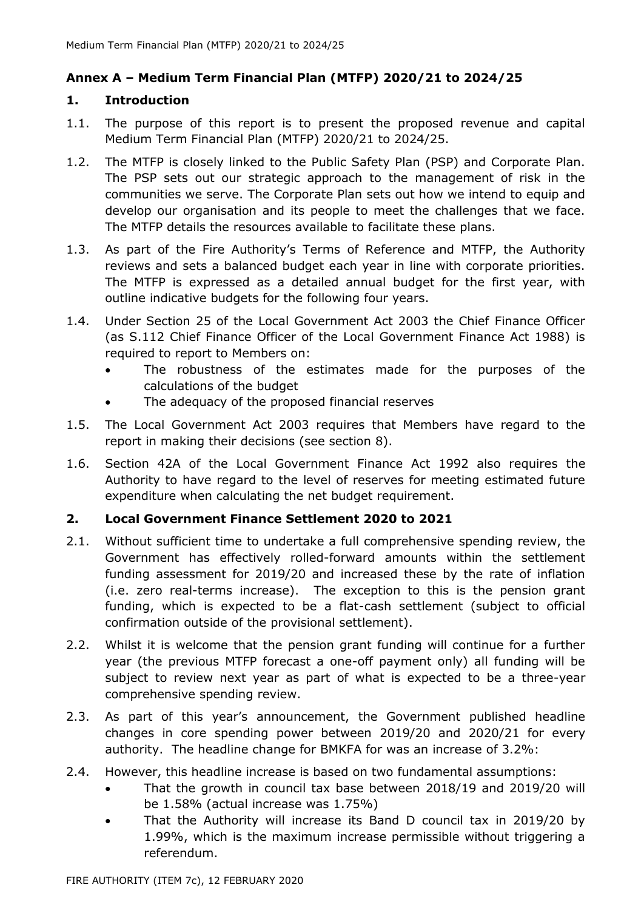## Annex A – Medium Term Financial Plan (MTFP) 2020/21 to 2024/25

### 1. Introduction

1.1. The purpose of this report is to present the proposed revenue and capital Medium Term Financial Plan (MTFP) 2020/21 to 2024/25.

1.2. The MTFP is closely linked to the Public Safety Plan (PSP) and Corporate Plan. The PSP sets out our strategic approach to the management of risk in the communities we serve. The Corporate Plan sets out how we intend to equip and develop our organisation and its people to meet the challenges that we face. The MTFP details the resources available to facilitate these plans.

1.3. As part of the Fire Authority's Terms of Reference and MTFP, the Authority reviews and sets a balanced budget each year in line with corporate priorities. The MTFP is expressed as a detailed annual budget for the first year, with outline indicative budgets for the following four years.

1.4. Under Section 25 of the Local Government Act 2003 the Chief Finance Officer (as S.112 Chief Finance Officer of the Local Government Finance Act 1988) is required to report to Members on:
- The robustness of the estimates made for the purposes of the calculations of the budget
- The adequacy of the proposed financial reserves

1.5. The Local Government Act 2003 requires that Members have regard to the report in making their decisions (see section 8).

1.6. Section 42A of the Local Government Finance Act 1992 also requires the Authority to have regard to the level of reserves for meeting estimated future expenditure when calculating the net budget requirement.

### 2. Local Government Finance Settlement 2020 to 2021

2.1. Without sufficient time to undertake a full comprehensive spending review, the Government has effectively rolled-forward amounts within the settlement funding assessment for 2019/20 and increased these by the rate of inflation (i.e. zero real-terms increase). The exception to this is the pension grant funding, which is expected to be a flat-cash settlement (subject to official confirmation outside of the provisional settlement).

2.2. Whilst it is welcome that the pension grant funding will continue for a further year (the previous MTFP forecast a one-off payment only) all funding will be subject to review next year as part of what is expected to be a three-year comprehensive spending review.

2.3. As part of this year's announcement, the Government published headline changes in core spending power between 2019/20 and 2020/21 for every authority. The headline change for BMKFA for was an increase of 3.2%:

2.4. However, this headline increase is based on two fundamental assumptions:
- That the growth in council tax base between 2018/19 and 2019/20 will be 1.58% (actual increase was 1.75%)
- That the Authority will increase its Band D council tax in 2019/20 by 1.99%, which is the maximum increase permissible without triggering a referendum.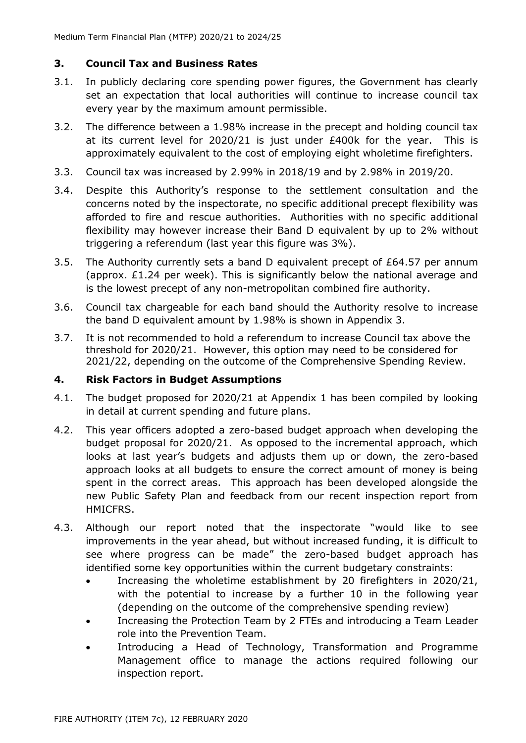## 3. Council Tax and Business Rates

3.1. In publicly declaring core spending power figures, the Government has clearly set an expectation that local authorities will continue to increase council tax every year by the maximum amount permissible.

3.2. The difference between a 1.98% increase in the precept and holding council tax at its current level for 2020/21 is just under £400k for the year. This is approximately equivalent to the cost of employing eight wholetime firefighters.

3.3. Council tax was increased by 2.99% in 2018/19 and by 2.98% in 2019/20.

3.4. Despite this Authority's response to the settlement consultation and the concerns noted by the inspectorate, no specific additional precept flexibility was afforded to fire and rescue authorities. Authorities with no specific additional flexibility may however increase their Band D equivalent by up to 2% without triggering a referendum (last year this figure was 3%).

3.5. The Authority currently sets a band D equivalent precept of £64.57 per annum (approx. £1.24 per week). This is significantly below the national average and is the lowest precept of any non-metropolitan combined fire authority.

3.6. Council tax chargeable for each band should the Authority resolve to increase the band D equivalent amount by 1.98% is shown in Appendix 3.

3.7. It is not recommended to hold a referendum to increase Council tax above the threshold for 2020/21. However, this option may need to be considered for 2021/22, depending on the outcome of the Comprehensive Spending Review.

## 4. Risk Factors in Budget Assumptions

4.1. The budget proposed for 2020/21 at Appendix 1 has been compiled by looking in detail at current spending and future plans.

4.2. This year officers adopted a zero-based budget approach when developing the budget proposal for 2020/21. As opposed to the incremental approach, which looks at last year's budgets and adjusts them up or down, the zero-based approach looks at all budgets to ensure the correct amount of money is being spent in the correct areas. This approach has been developed alongside the new Public Safety Plan and feedback from our recent inspection report from HMICFRS.

4.3. Although our report noted that the inspectorate "would like to see improvements in the year ahead, but without increased funding, it is difficult to see where progress can be made" the zero-based budget approach has identified some key opportunities within the current budgetary constraints:

- Increasing the wholetime establishment by 20 firefighters in 2020/21, with the potential to increase by a further 10 in the following year (depending on the outcome of the comprehensive spending review)
- Increasing the Protection Team by 2 FTEs and introducing a Team Leader role into the Prevention Team.
- Introducing a Head of Technology, Transformation and Programme Management office to manage the actions required following our inspection report.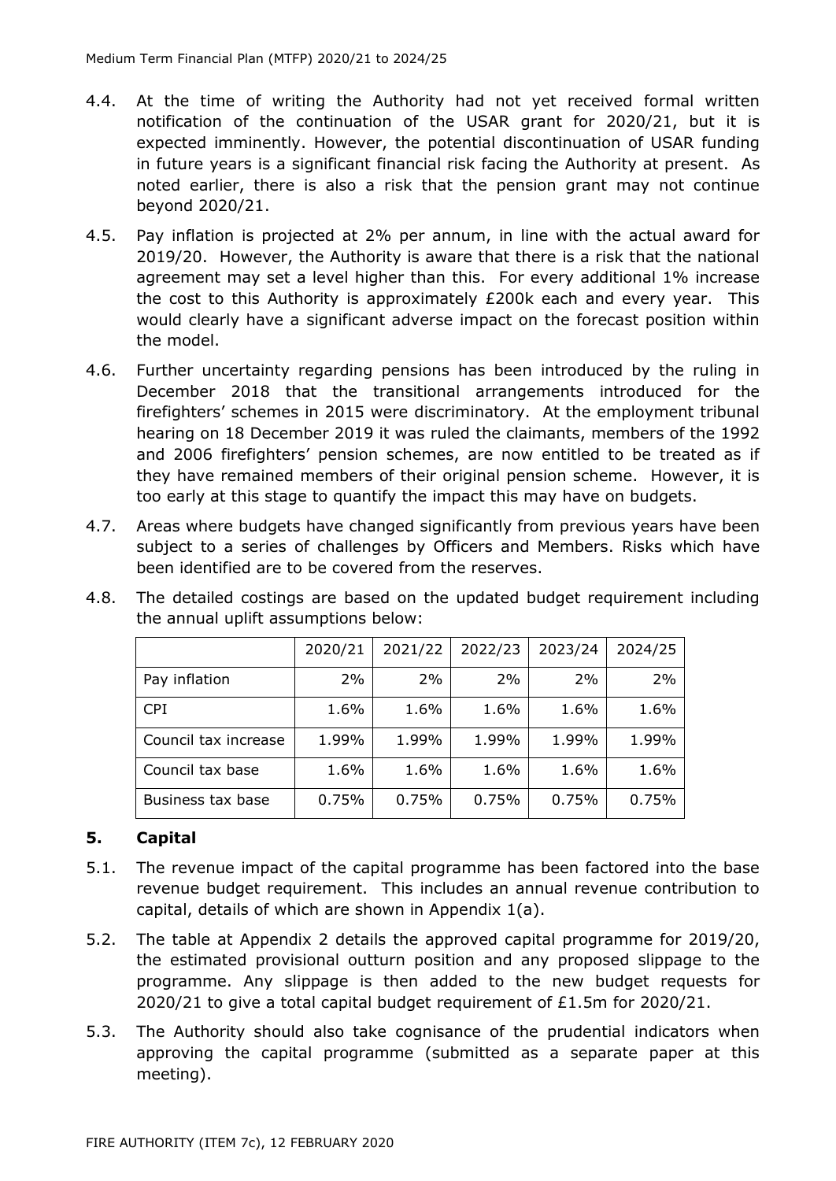4.4. At the time of writing the Authority had not yet received formal written notification of the continuation of the USAR grant for 2020/21, but it is expected imminently. However, the potential discontinuation of USAR funding in future years is a significant financial risk facing the Authority at present. As noted earlier, there is also a risk that the pension grant may not continue beyond 2020/21.

4.5. Pay inflation is projected at 2% per annum, in line with the actual award for 2019/20. However, the Authority is aware that there is a risk that the national agreement may set a level higher than this. For every additional 1% increase the cost to this Authority is approximately £200k each and every year. This would clearly have a significant adverse impact on the forecast position within the model.

4.6. Further uncertainty regarding pensions has been introduced by the ruling in December 2018 that the transitional arrangements introduced for the firefighters' schemes in 2015 were discriminatory. At the employment tribunal hearing on 18 December 2019 it was ruled the claimants, members of the 1992 and 2006 firefighters' pension schemes, are now entitled to be treated as if they have remained members of their original pension scheme. However, it is too early at this stage to quantify the impact this may have on budgets.

4.7. Areas where budgets have changed significantly from previous years have been subject to a series of challenges by Officers and Members. Risks which have been identified are to be covered from the reserves.

4.8. The detailed costings are based on the updated budget requirement including the annual uplift assumptions below:

| | 2020/21 | 2021/22 | 2022/23 | 2023/24 | 2024/25 |
|---|---|---|---|---|---|
| Pay inflation | 2% | 2% | 2% | 2% | 2% |
| CPI | 1.6% | 1.6% | 1.6% | 1.6% | 1.6% |
| Council tax increase | 1.99% | 1.99% | 1.99% | 1.99% | 1.99% |
| Council tax base | 1.6% | 1.6% | 1.6% | 1.6% | 1.6% |
| Business tax base | 0.75% | 0.75% | 0.75% | 0.75% | 0.75% |

## 5. Capital

5.1. The revenue impact of the capital programme has been factored into the base revenue budget requirement. This includes an annual revenue contribution to capital, details of which are shown in Appendix 1(a).

5.2. The table at Appendix 2 details the approved capital programme for 2019/20, the estimated provisional outturn position and any proposed slippage to the programme. Any slippage is then added to the new budget requests for 2020/21 to give a total capital budget requirement of £1.5m for 2020/21.

5.3. The Authority should also take cognisance of the prudential indicators when approving the capital programme (submitted as a separate paper at this meeting).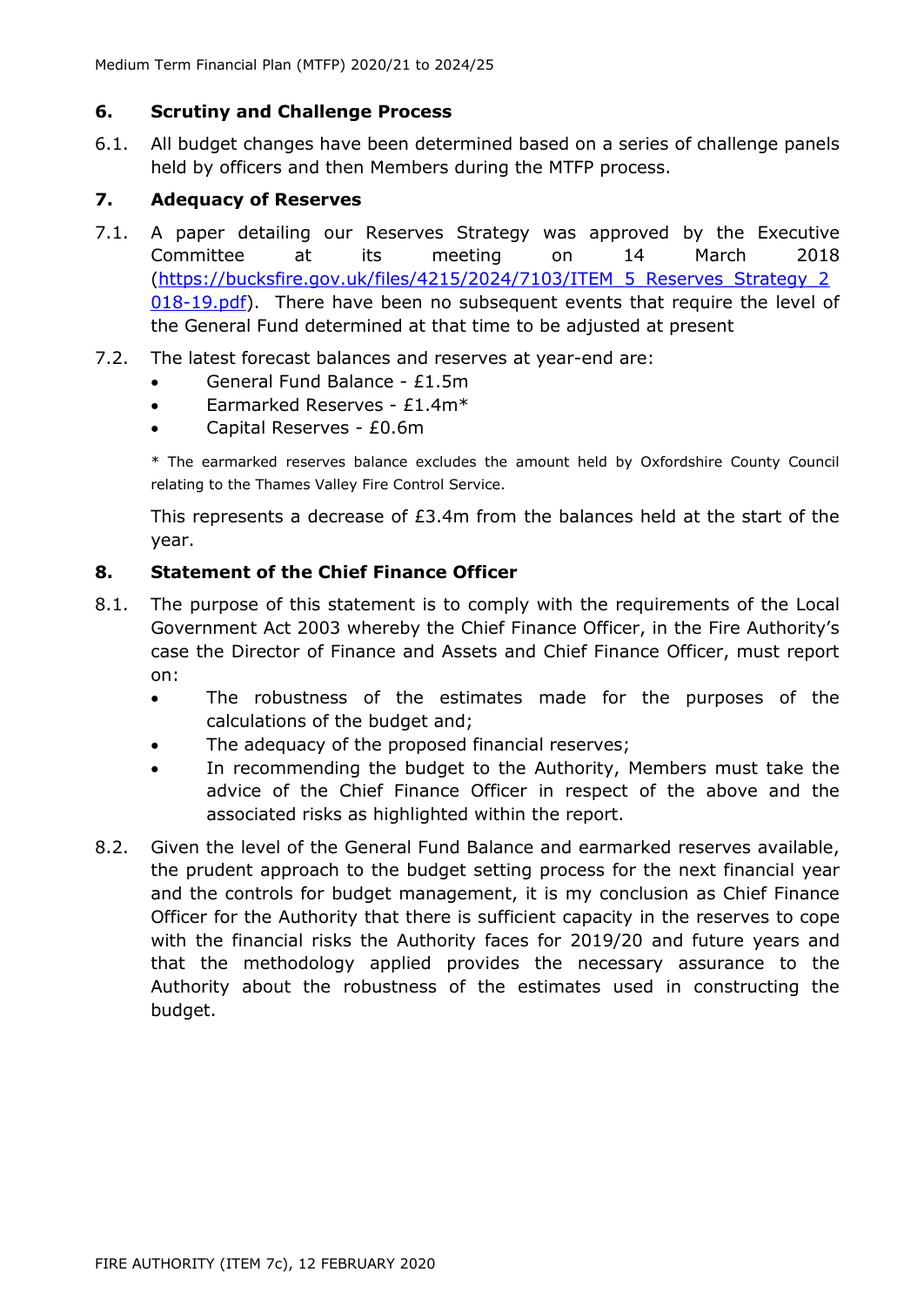## 6. Scrutiny and Challenge Process

6.1. All budget changes have been determined based on a series of challenge panels held by officers and then Members during the MTFP process.

## 7. Adequacy of Reserves

7.1. A paper detailing our Reserves Strategy was approved by the Executive Committee at its meeting on 14 March 2018 ([https://bucksfire.gov.uk/files/4215/2024/7103/ITEM_5_Reserves_Strategy_2018-19.pdf](https://bucksfire.gov.uk/files/4215/2024/7103/ITEM_5_Reserves_Strategy_2018-19.pdf)). There have been no subsequent events that require the level of the General Fund determined at that time to be adjusted at present

7.2. The latest forecast balances and reserves at year-end are:

- General Fund Balance - £1.5m
- Earmarked Reserves - £1.4m*
- Capital Reserves - £0.6m

\* The earmarked reserves balance excludes the amount held by Oxfordshire County Council relating to the Thames Valley Fire Control Service.

This represents a decrease of £3.4m from the balances held at the start of the year.

## 8. Statement of the Chief Finance Officer

8.1. The purpose of this statement is to comply with the requirements of the Local Government Act 2003 whereby the Chief Finance Officer, in the Fire Authority's case the Director of Finance and Assets and Chief Finance Officer, must report on:

- The robustness of the estimates made for the purposes of the calculations of the budget and;
- The adequacy of the proposed financial reserves;
- In recommending the budget to the Authority, Members must take the advice of the Chief Finance Officer in respect of the above and the associated risks as highlighted within the report.

8.2. Given the level of the General Fund Balance and earmarked reserves available, the prudent approach to the budget setting process for the next financial year and the controls for budget management, it is my conclusion as Chief Finance Officer for the Authority that there is sufficient capacity in the reserves to cope with the financial risks the Authority faces for 2019/20 and future years and that the methodology applied provides the necessary assurance to the Authority about the robustness of the estimates used in constructing the budget.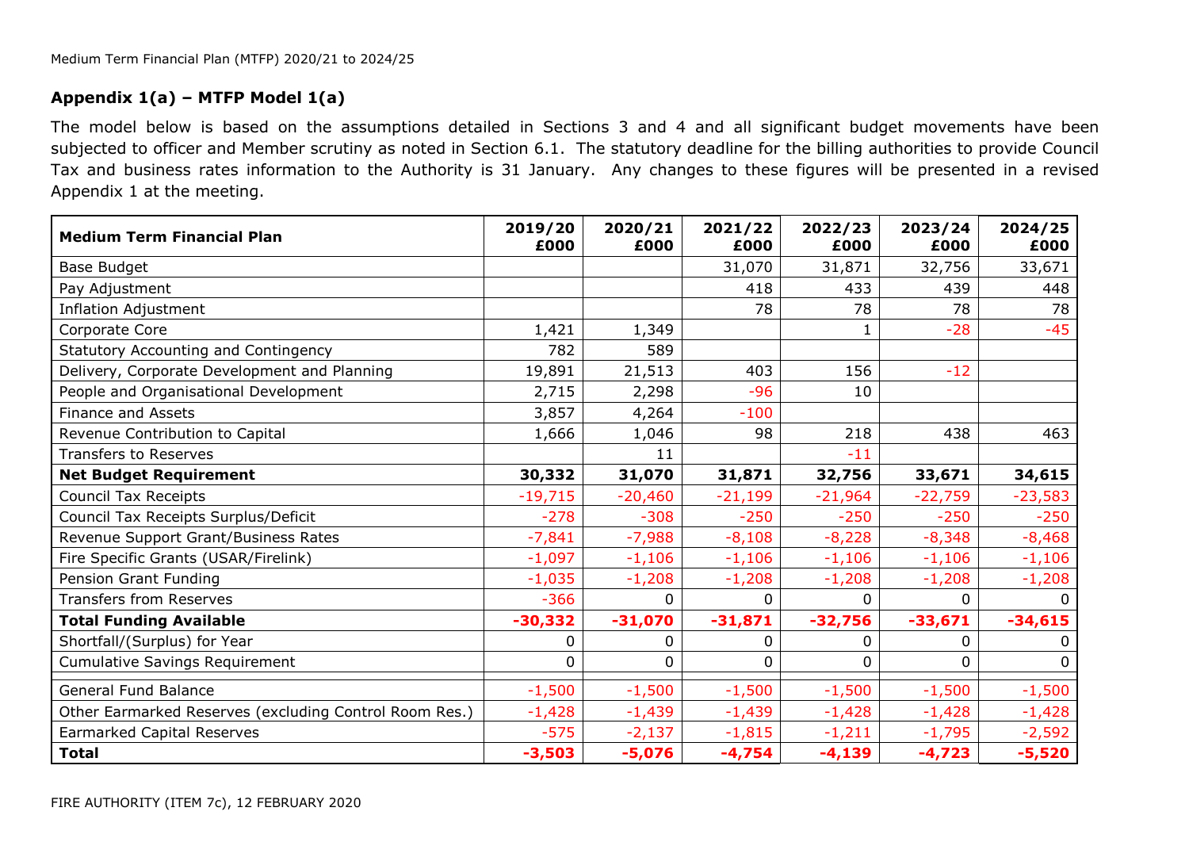## Appendix 1(a) – MTFP Model 1(a)

The model below is based on the assumptions detailed in Sections 3 and 4 and all significant budget movements have been subjected to officer and Member scrutiny as noted in Section 6.1. The statutory deadline for the billing authorities to provide Council Tax and business rates information to the Authority is 31 January. Any changes to these figures will be presented in a revised Appendix 1 at the meeting.

| Medium Term Financial Plan | 2019/20 £000 | 2020/21 £000 | 2021/22 £000 | 2022/23 £000 | 2023/24 £000 | 2024/25 £000 |
|---|---|---|---|---|---|---|
| Base Budget | | | 31,070 | 31,871 | 32,756 | 33,671 |
| Pay Adjustment | | | 418 | 433 | 439 | 448 |
| Inflation Adjustment | | | 78 | 78 | 78 | 78 |
| Corporate Core | 1,421 | 1,349 | | 1 | -28 | -45 |
| Statutory Accounting and Contingency | 782 | 589 | | | | |
| Delivery, Corporate Development and Planning | 19,891 | 21,513 | 403 | 156 | -12 | |
| People and Organisational Development | 2,715 | 2,298 | -96 | 10 | | |
| Finance and Assets | 3,857 | 4,264 | -100 | | | |
| Revenue Contribution to Capital | 1,666 | 1,046 | 98 | 218 | 438 | 463 |
| Transfers to Reserves | | 11 | | -11 | | |
| **Net Budget Requirement** | **30,332** | **31,070** | **31,871** | **32,756** | **33,671** | **34,615** |
| Council Tax Receipts | -19,715 | -20,460 | -21,199 | -21,964 | -22,759 | -23,583 |
| Council Tax Receipts Surplus/Deficit | -278 | -308 | -250 | -250 | -250 | -250 |
| Revenue Support Grant/Business Rates | -7,841 | -7,988 | -8,108 | -8,228 | -8,348 | -8,468 |
| Fire Specific Grants (USAR/Firelink) | -1,097 | -1,106 | -1,106 | -1,106 | -1,106 | -1,106 |
| Pension Grant Funding | -1,035 | -1,208 | -1,208 | -1,208 | -1,208 | -1,208 |
| Transfers from Reserves | -366 | 0 | 0 | 0 | 0 | 0 |
| **Total Funding Available** | **-30,332** | **-31,070** | **-31,871** | **-32,756** | **-33,671** | **-34,615** |
| Shortfall/(Surplus) for Year | 0 | 0 | 0 | 0 | 0 | 0 |
| Cumulative Savings Requirement | 0 | 0 | 0 | 0 | 0 | 0 |
| General Fund Balance | -1,500 | -1,500 | -1,500 | -1,500 | -1,500 | -1,500 |
| Other Earmarked Reserves (excluding Control Room Res.) | -1,428 | -1,439 | -1,439 | -1,428 | -1,428 | -1,428 |
| Earmarked Capital Reserves | -575 | -2,137 | -1,815 | -1,211 | -1,795 | -2,592 |
| **Total** | **-3,503** | **-5,076** | **-4,754** | **-4,139** | **-4,723** | **-5,520** |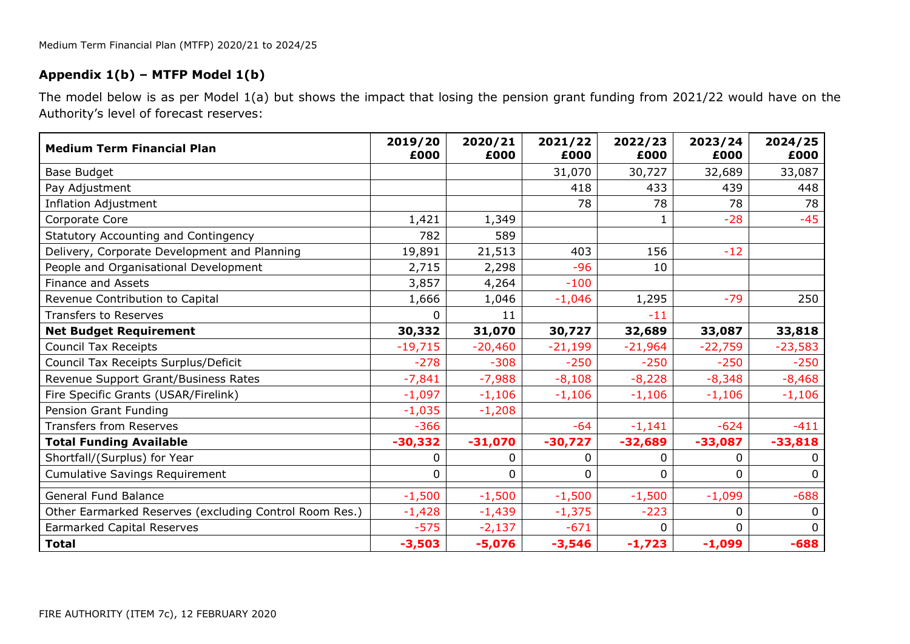Medium Term Financial Plan (MTFP) 2020/21 to 2024/25

## Appendix 1(b) – MTFP Model 1(b)

The model below is as per Model 1(a) but shows the impact that losing the pension grant funding from 2021/22 would have on the Authority's level of forecast reserves:

| **Medium Term Financial Plan** | **2019/20 £000** | **2020/21 £000** | **2021/22 £000** | **2022/23 £000** | **2023/24 £000** | **2024/25 £000** |
|---|---|---|---|---|---|---|
| Base Budget | | | 31,070 | 30,727 | 32,689 | 33,087 |
| Pay Adjustment | | | 418 | 433 | 439 | 448 |
| Inflation Adjustment | | | 78 | 78 | 78 | 78 |
| Corporate Core | 1,421 | 1,349 | | 1 | -28 | -45 |
| Statutory Accounting and Contingency | 782 | 589 | | | | |
| Delivery, Corporate Development and Planning | 19,891 | 21,513 | 403 | 156 | -12 | |
| People and Organisational Development | 2,715 | 2,298 | -96 | 10 | | |
| Finance and Assets | 3,857 | 4,264 | -100 | | | |
| Revenue Contribution to Capital | 1,666 | 1,046 | -1,046 | 1,295 | -79 | 250 |
| Transfers to Reserves | 0 | 11 | | -11 | | |
| **Net Budget Requirement** | **30,332** | **31,070** | **30,727** | **32,689** | **33,087** | **33,818** |
| Council Tax Receipts | -19,715 | -20,460 | -21,199 | -21,964 | -22,759 | -23,583 |
| Council Tax Receipts Surplus/Deficit | -278 | -308 | -250 | -250 | -250 | -250 |
| Revenue Support Grant/Business Rates | -7,841 | -7,988 | -8,108 | -8,228 | -8,348 | -8,468 |
| Fire Specific Grants (USAR/Firelink) | -1,097 | -1,106 | -1,106 | -1,106 | -1,106 | -1,106 |
| Pension Grant Funding | -1,035 | -1,208 | | | | |
| Transfers from Reserves | -366 | | -64 | -1,141 | -624 | -411 |
| **Total Funding Available** | **-30,332** | **-31,070** | **-30,727** | **-32,689** | **-33,087** | **-33,818** |
| Shortfall/(Surplus) for Year | 0 | 0 | 0 | 0 | 0 | 0 |
| Cumulative Savings Requirement | 0 | 0 | 0 | 0 | 0 | 0 |
| General Fund Balance | -1,500 | -1,500 | -1,500 | -1,500 | -1,099 | -688 |
| Other Earmarked Reserves (excluding Control Room Res.) | -1,428 | -1,439 | -1,375 | -223 | 0 | 0 |
| Earmarked Capital Reserves | -575 | -2,137 | -671 | 0 | 0 | 0 |
| **Total** | **-3,503** | **-5,076** | **-3,546** | **-1,723** | **-1,099** | **-688** |

FIRE AUTHORITY (ITEM 7c), 12 FEBRUARY 2020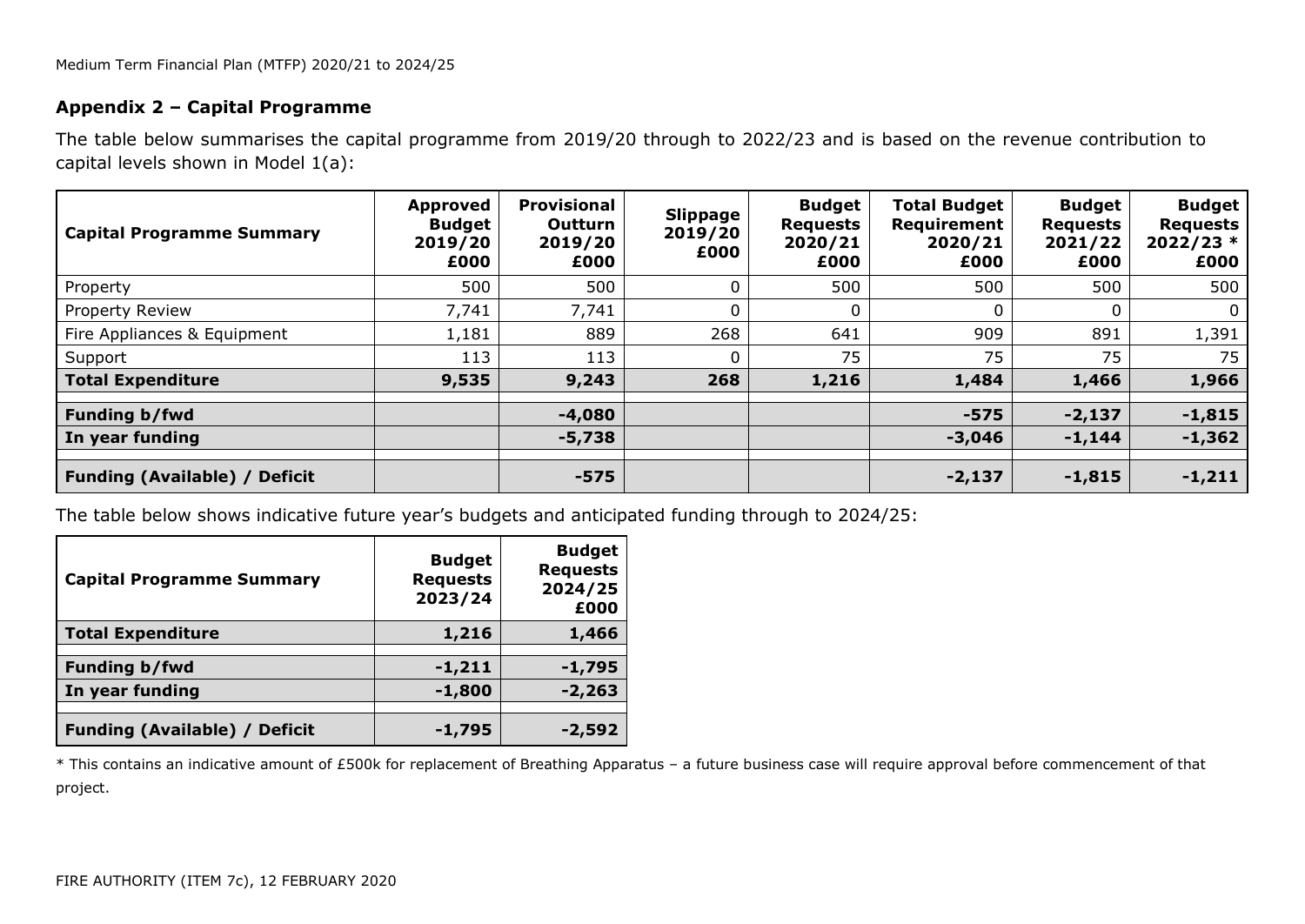## Appendix 2 – Capital Programme

The table below summarises the capital programme from 2019/20 through to 2022/23 and is based on the revenue contribution to capital levels shown in Model 1(a):

| Capital Programme Summary | Approved Budget 2019/20 £000 | Provisional Outturn 2019/20 £000 | Slippage 2019/20 £000 | Budget Requests 2020/21 £000 | Total Budget Requirement 2020/21 £000 | Budget Requests 2021/22 £000 | Budget Requests 2022/23 * £000 |
|---|---|---|---|---|---|---|---|
| Property | 500 | 500 | 0 | 500 | 500 | 500 | 500 |
| Property Review | 7,741 | 7,741 | 0 | 0 | 0 | 0 | 0 |
| Fire Appliances & Equipment | 1,181 | 889 | 268 | 641 | 909 | 891 | 1,391 |
| Support | 113 | 113 | 0 | 75 | 75 | 75 | 75 |
| **Total Expenditure** | **9,535** | **9,243** | **268** | **1,216** | **1,484** | **1,466** | **1,966** |
| **Funding b/fwd** | | **-4,080** | | | **-575** | **-2,137** | **-1,815** |
| **In year funding** | | **-5,738** | | | **-3,046** | **-1,144** | **-1,362** |
| **Funding (Available) / Deficit** | | **-575** | | | **-2,137** | **-1,815** | **-1,211** |

The table below shows indicative future year's budgets and anticipated funding through to 2024/25:

| Capital Programme Summary | Budget Requests 2023/24 | Budget Requests 2024/25 £000 |
|---|---|---|
| **Total Expenditure** | **1,216** | **1,466** |
| **Funding b/fwd** | **-1,211** | **-1,795** |
| **In year funding** | **-1,800** | **-2,263** |
| **Funding (Available) / Deficit** | **-1,795** | **-2,592** |

* This contains an indicative amount of £500k for replacement of Breathing Apparatus – a future business case will require approval before commencement of that project.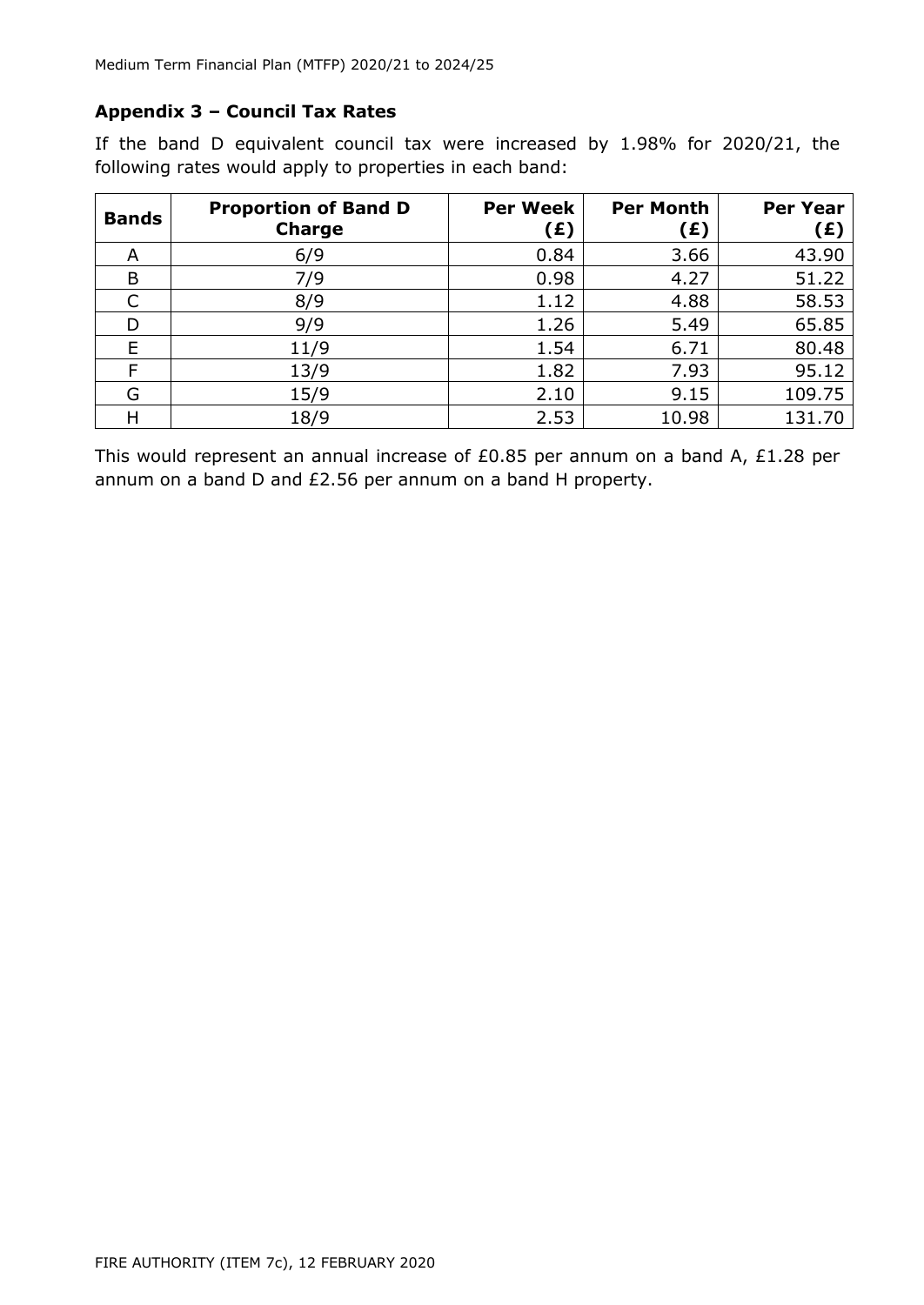## Appendix 3 – Council Tax Rates

If the band D equivalent council tax were increased by 1.98% for 2020/21, the following rates would apply to properties in each band:

| Bands | Proportion of Band D Charge | Per Week (£) | Per Month (£) | Per Year (£) |
|---|---|---|---|---|
| A | 6/9 | 0.84 | 3.66 | 43.90 |
| B | 7/9 | 0.98 | 4.27 | 51.22 |
| C | 8/9 | 1.12 | 4.88 | 58.53 |
| D | 9/9 | 1.26 | 5.49 | 65.85 |
| E | 11/9 | 1.54 | 6.71 | 80.48 |
| F | 13/9 | 1.82 | 7.93 | 95.12 |
| G | 15/9 | 2.10 | 9.15 | 109.75 |
| H | 18/9 | 2.53 | 10.98 | 131.70 |

This would represent an annual increase of £0.85 per annum on a band A, £1.28 per annum on a band D and £2.56 per annum on a band H property.